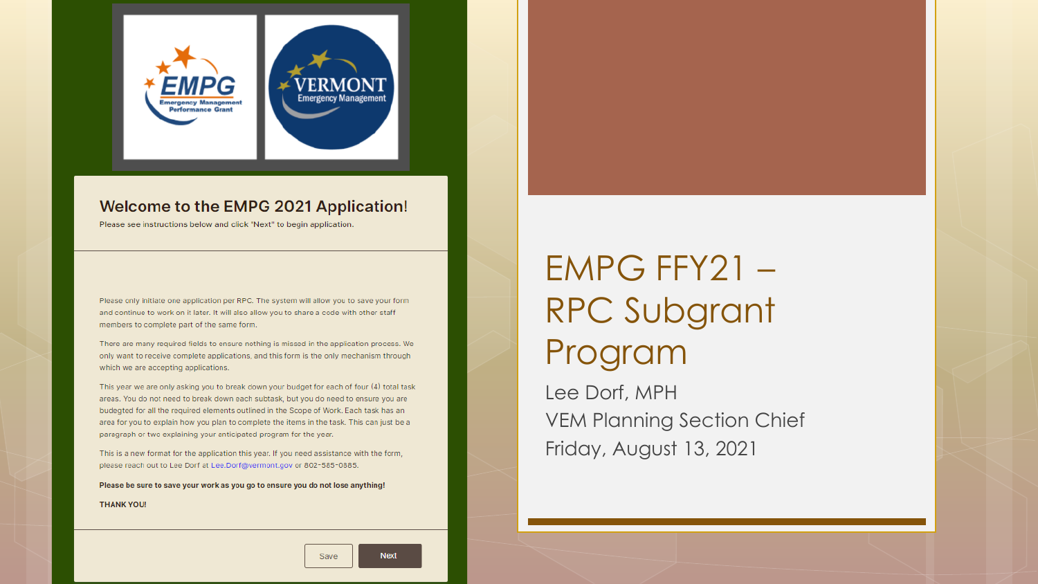# EMPG FFY21 – RPC Subgrant Program

Lee Dorf, MPH
VEM Planning Section Chief
Friday, August 13, 2021

EMPG Emergency Management Performance Grant

VERMONT Emergency Management

## Welcome to the EMPG 2021 Application!

Please see instructions below and click "Next" to begin application.

Please only initiate one application per RPC. The system will allow you to save your form and continue to work on it later. It will also allow you to share a code with other staff members to complete part of the same form.

There are many required fields to ensure nothing is missed in the application process. We only want to receive complete applications, and this form is the only mechanism through which we are accepting applications.

This year we are only asking you to break down your budget for each of four (4) total task areas. You do not need to break down each subtask, but you do need to ensure you are budgeted for all the required elements outlined in the Scope of Work. Each task has an area for you to explain how you plan to complete the items in the task. This can just be a paragraph or two explaining your anticipated program for the year.

This is a new format for the application this year. If you need assistance with the form, please reach out to Lee Dorf at Lee.Dorf@vermont.gov or 802-585-0885.

**Please be sure to save your work as you go to ensure you do not lose anything!**

**THANK YOU!**

Save | Next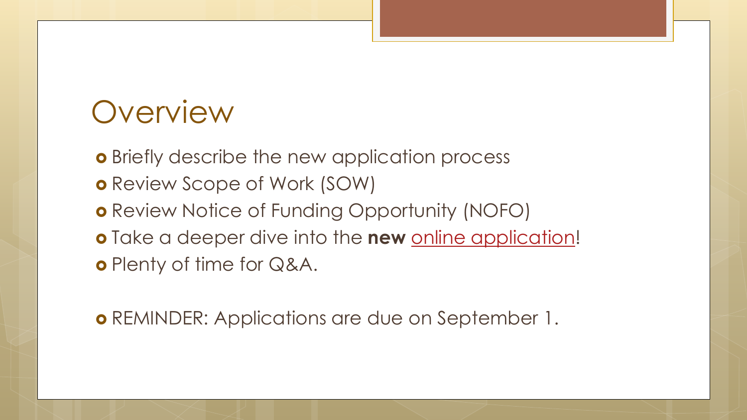# Overview

- Briefly describe the new application process
- Review Scope of Work (SOW)
- Review Notice of Funding Opportunity (NOFO)
- Take a deeper dive into the **new** online application!
- Plenty of time for Q&A.

- REMINDER: Applications are due on September 1.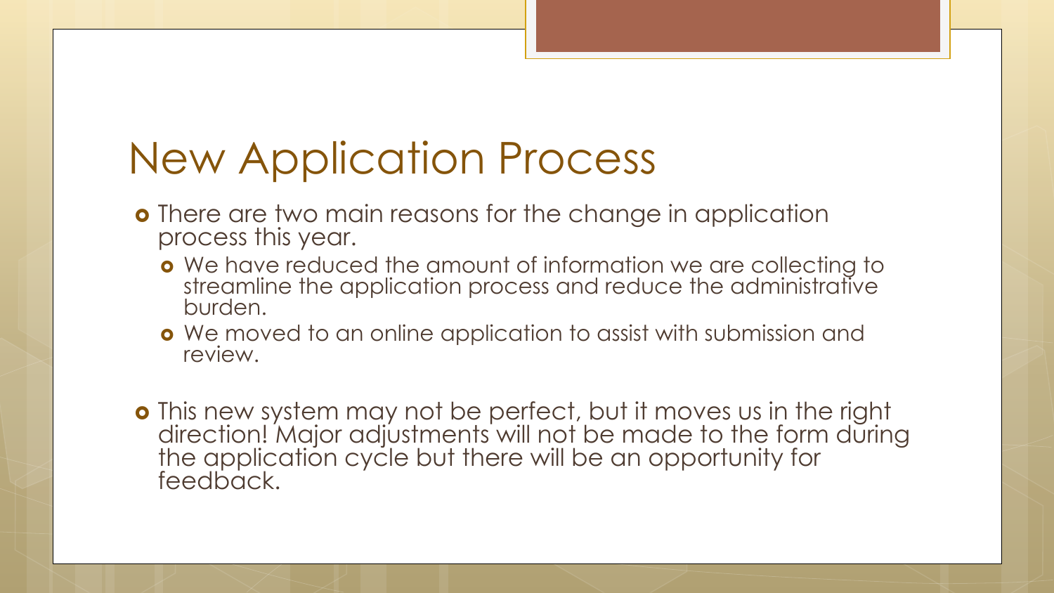# New Application Process

- There are two main reasons for the change in application process this year.
  - We have reduced the amount of information we are collecting to streamline the application process and reduce the administrative burden.
  - We moved to an online application to assist with submission and review.
- This new system may not be perfect, but it moves us in the right direction! Major adjustments will not be made to the form during the application cycle but there will be an opportunity for feedback.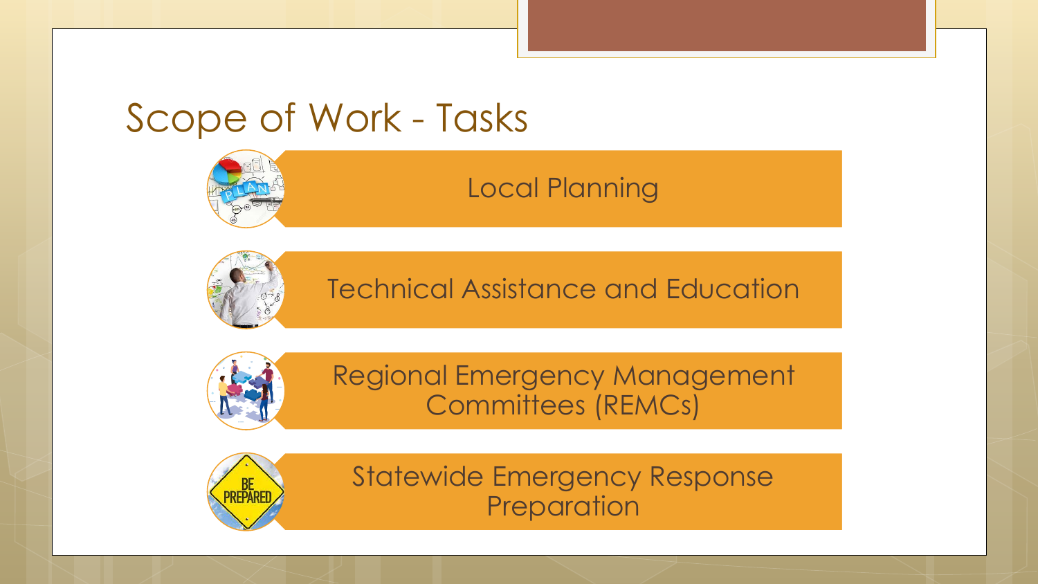# Scope of Work - Tasks

- Local Planning
- Technical Assistance and Education
- Regional Emergency Management Committees (REMCs)
- Statewide Emergency Response Preparation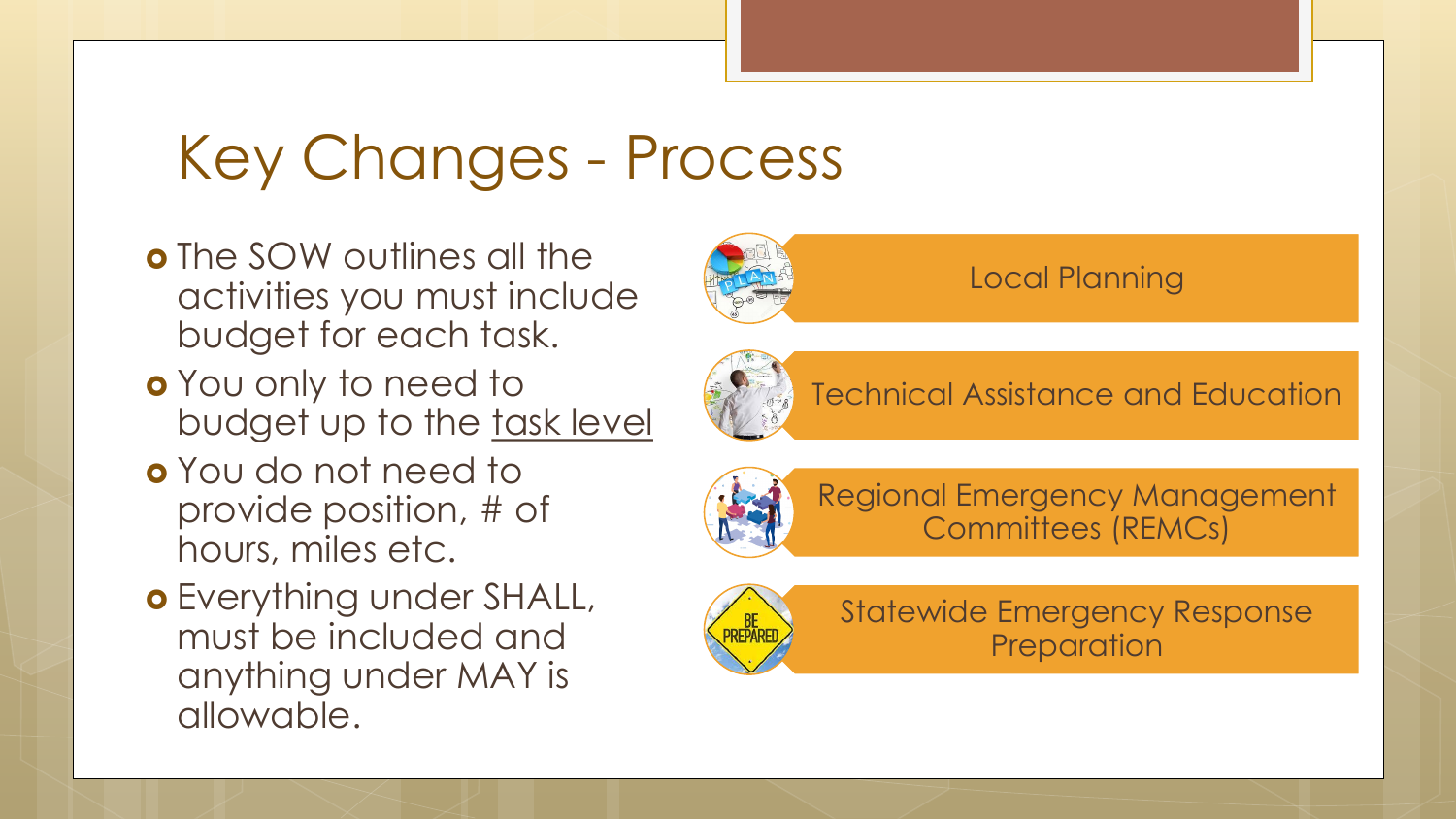# Key Changes - Process

- The SOW outlines all the activities you must include budget for each task.
- You only to need to budget up to the task level
- You do not need to provide position, # of hours, miles etc.
- Everything under SHALL, must be included and anything under MAY is allowable.

- Local Planning
- Technical Assistance and Education
- Regional Emergency Management Committees (REMCs)
- Statewide Emergency Response Preparation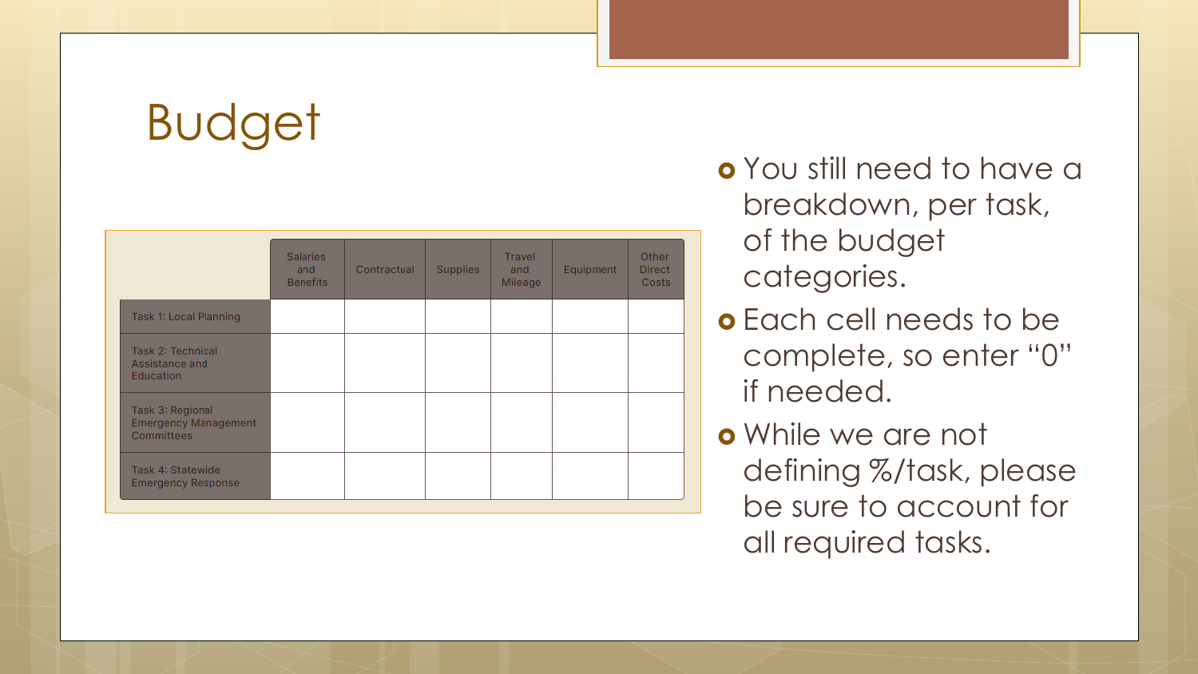# Budget

| | Salaries and Benefits | Contractual | Supplies | Travel and Mileage | Equipment | Other Direct Costs |
|---|---|---|---|---|---|---|
| Task 1: Local Planning | | | | | | |
| Task 2: Technical Assistance and Education | | | | | | |
| Task 3: Regional Emergency Management Committees | | | | | | |
| Task 4: Statewide Emergency Response | | | | | | |

- You still need to have a breakdown, per task, of the budget categories.
- Each cell needs to be complete, so enter "0" if needed.
- While we are not defining %/task, please be sure to account for all required tasks.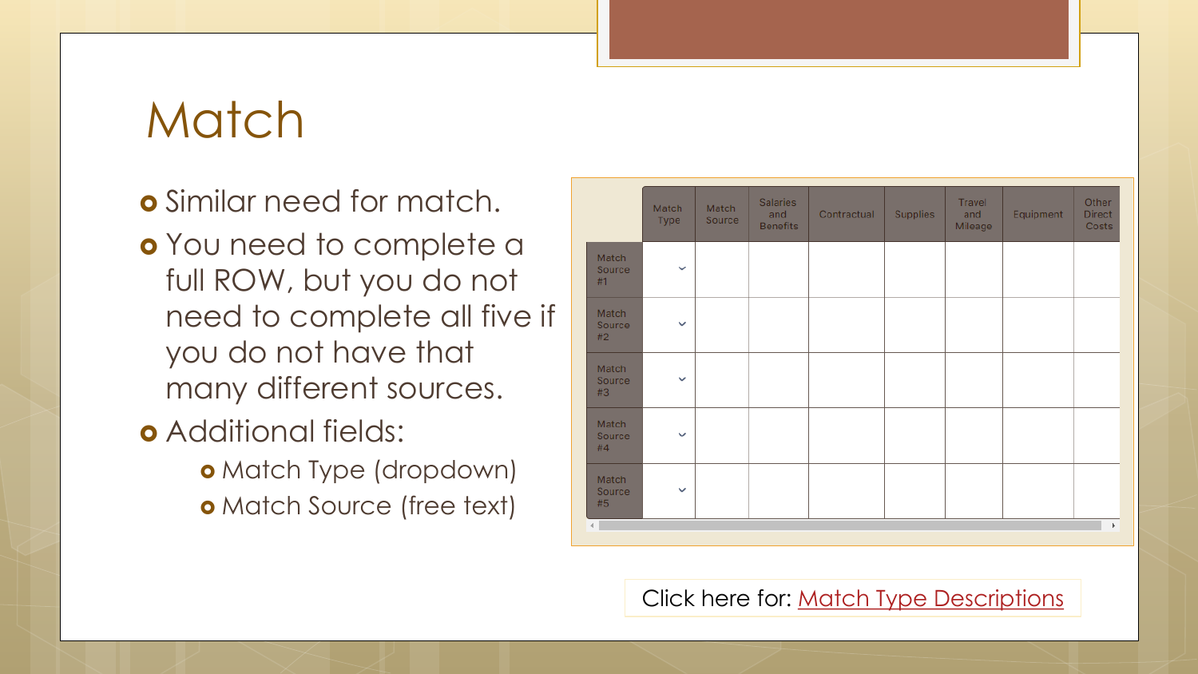# Match

- Similar need for match.
- You need to complete a full ROW, but you do not need to complete all five if you do not have that many different sources.
- Additional fields:
  - Match Type (dropdown)
  - Match Source (free text)

| | Match Type | Match Source | Salaries and Benefits | Contractual | Supplies | Travel and Mileage | Equipment | Other Direct Costs |
|---|---|---|---|---|---|---|---|---|
| Match Source #1 | | | | | | | | |
| Match Source #2 | | | | | | | | |
| Match Source #3 | | | | | | | | |
| Match Source #4 | | | | | | | | |
| Match Source #5 | | | | | | | | |

Click here for: Match Type Descriptions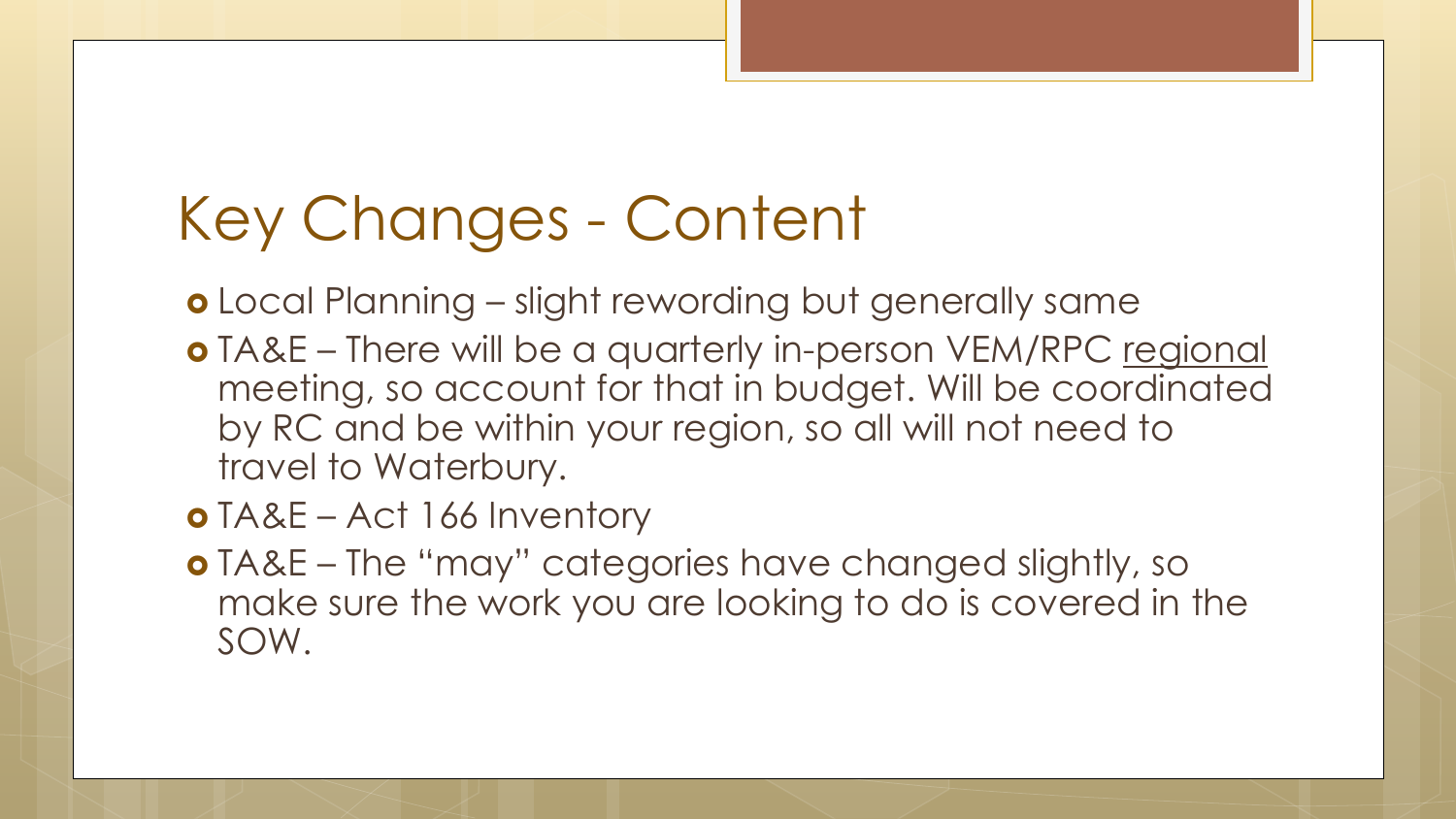# Key Changes - Content

- Local Planning – slight rewording but generally same
- TA&E – There will be a quarterly in-person VEM/RPC regional meeting, so account for that in budget. Will be coordinated by RC and be within your region, so all will not need to travel to Waterbury.
- TA&E – Act 166 Inventory
- TA&E – The "may" categories have changed slightly, so make sure the work you are looking to do is covered in the SOW.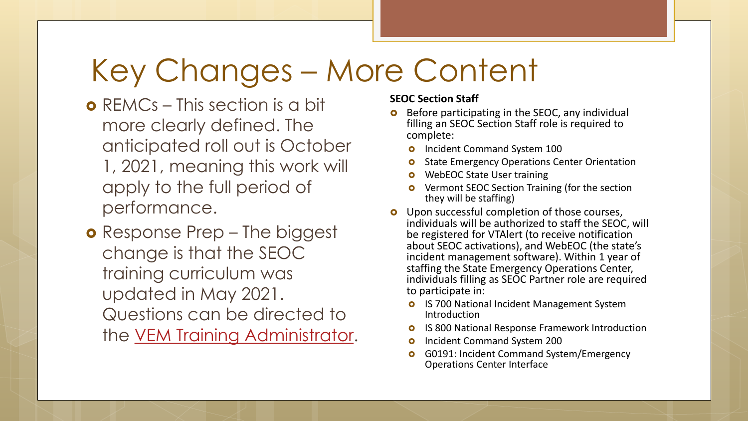# Key Changes – More Content

- REMCs – This section is a bit more clearly defined. The anticipated roll out is October 1, 2021, meaning this work will apply to the full period of performance.
- Response Prep – The biggest change is that the SEOC training curriculum was updated in May 2021. Questions can be directed to the VEM Training Administrator.

**SEOC Section Staff**

- Before participating in the SEOC, any individual filling an SEOC Section Staff role is required to complete:
  - Incident Command System 100
  - State Emergency Operations Center Orientation
  - WebEOC State User training
  - Vermont SEOC Section Training (for the section they will be staffing)
- Upon successful completion of those courses, individuals will be authorized to staff the SEOC, will be registered for VTAlert (to receive notification about SEOC activations), and WebEOC (the state's incident management software). Within 1 year of staffing the State Emergency Operations Center, individuals filling as SEOC Partner role are required to participate in:
  - IS 700 National Incident Management System Introduction
  - IS 800 National Response Framework Introduction
  - Incident Command System 200
  - G0191: Incident Command System/Emergency Operations Center Interface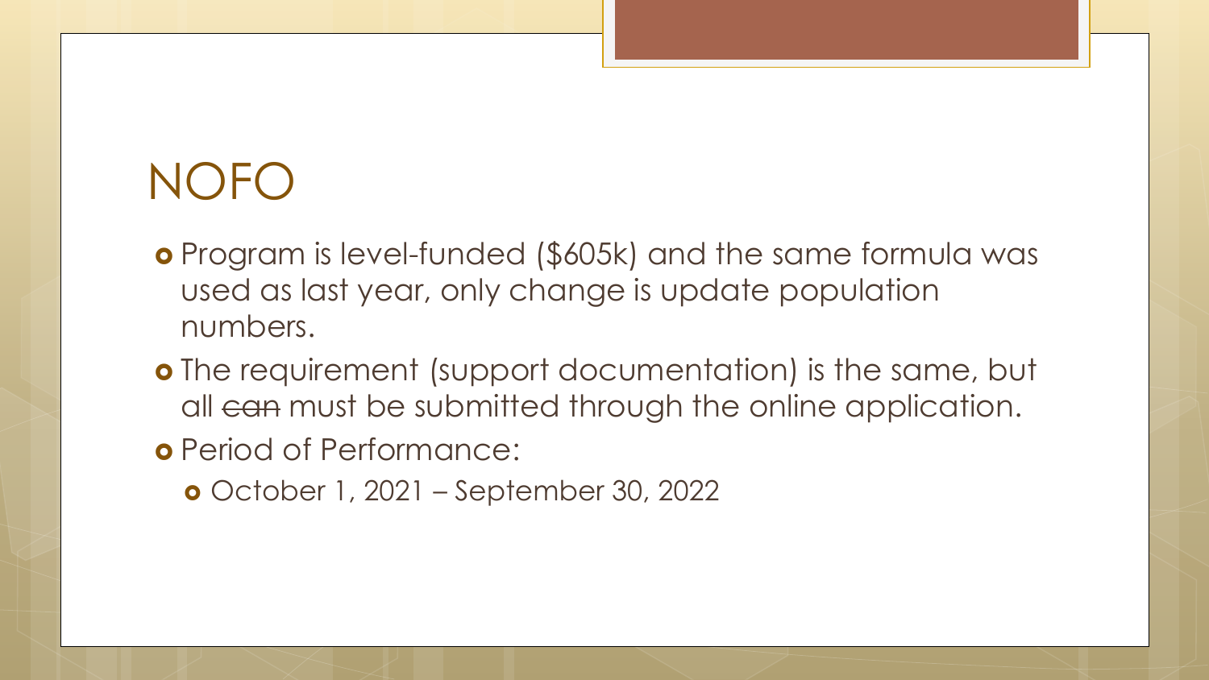# NOFO

- Program is level-funded ($605k) and the same formula was used as last year, only change is update population numbers.
- The requirement (support documentation) is the same, but all ~~can~~ must be submitted through the online application.
- Period of Performance:
  - October 1, 2021 – September 30, 2022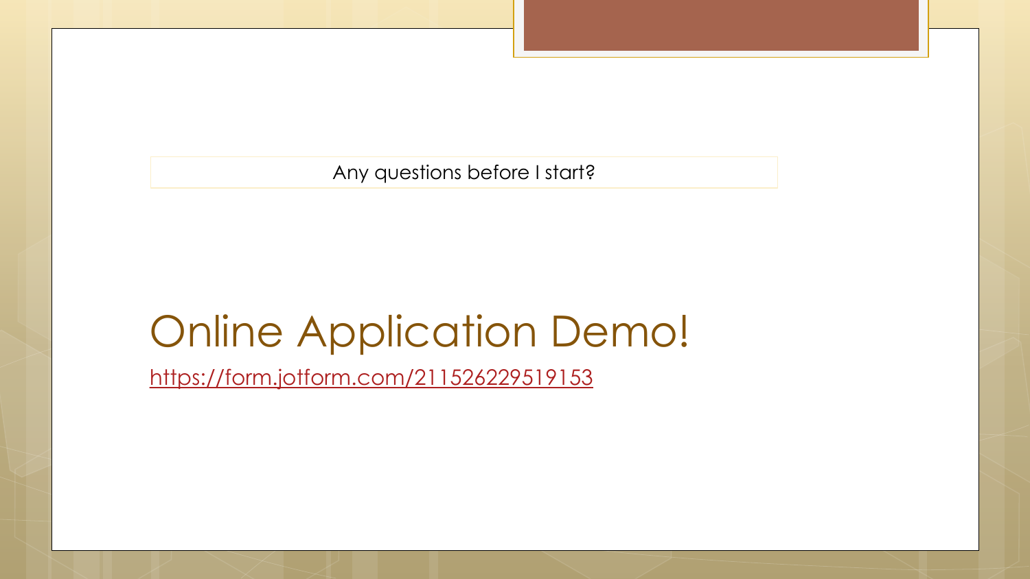Any questions before I start?

# Online Application Demo!

[https://form.jotform.com/211526229519153](https://form.jotform.com/211526229519153)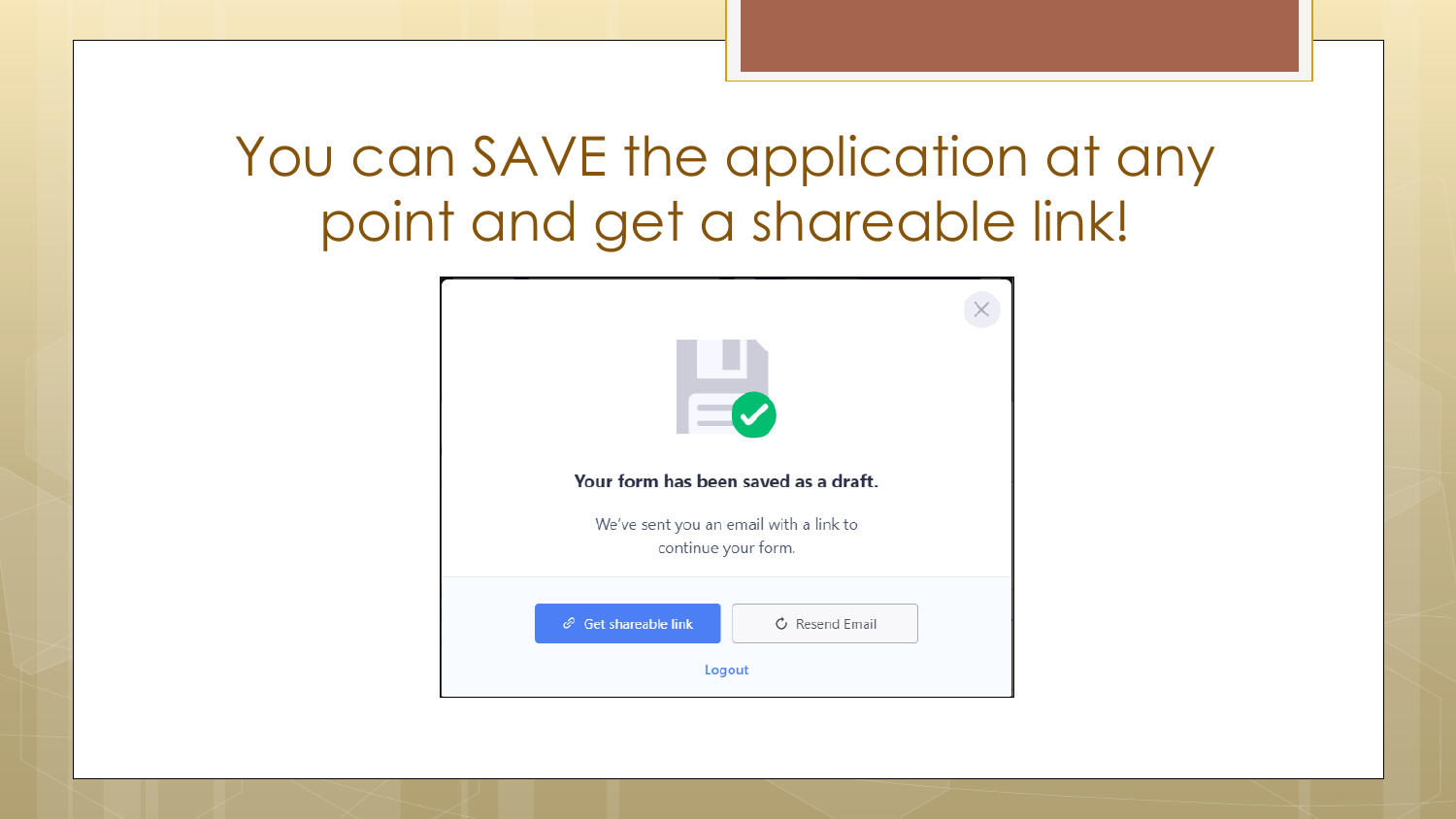# You can SAVE the application at any point and get a shareable link!

**Your form has been saved as a draft.**

We've sent you an email with a link to continue your form.

Get shareable link

Resend Email

Logout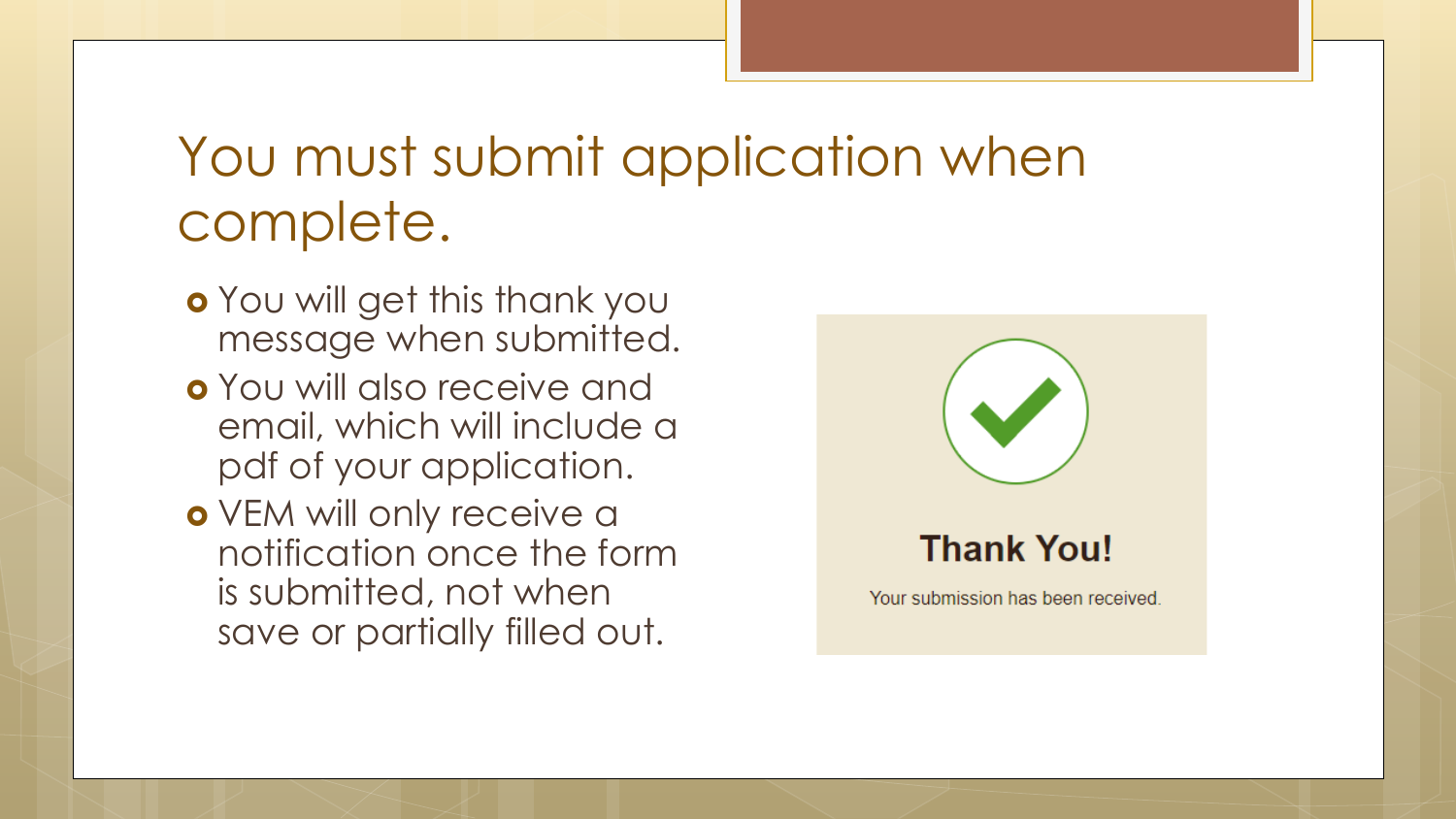# You must submit application when complete.

- You will get this thank you message when submitted.
- You will also receive and email, which will include a pdf of your application.
- VEM will only receive a notification once the form is submitted, not when save or partially filled out.

**Thank You!**

Your submission has been received.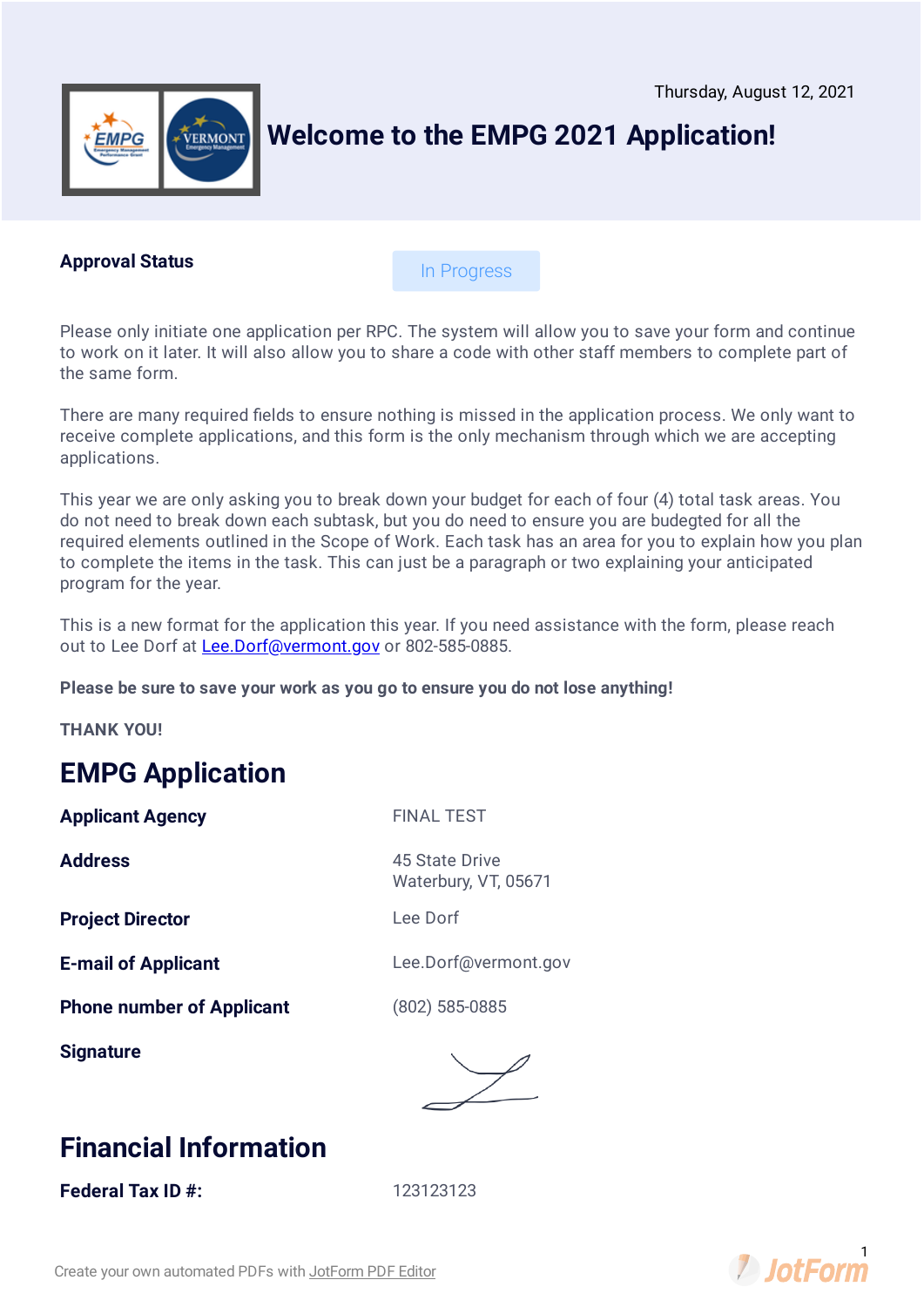Thursday, August 12, 2021

# Welcome to the EMPG 2021 Application!

| **Approval Status** | In Progress |
|---|---|

Please only initiate one application per RPC. The system will allow you to save your form and continue to work on it later. It will also allow you to share a code with other staff members to complete part of the same form.

There are many required fields to ensure nothing is missed in the application process. We only want to receive complete applications, and this form is the only mechanism through which we are accepting applications.

This year we are only asking you to break down your budget for each of four (4) total task areas. You do not need to break down each subtask, but you do need to ensure you are budgeted for all the required elements outlined in the Scope of Work. Each task has an area for you to explain how you plan to complete the items in the task. This can just be a paragraph or two explaining your anticipated program for the year.

This is a new format for the application this year. If you need assistance with the form, please reach out to Lee Dorf at Lee.Dorf@vermont.gov or 802-585-0885.

**Please be sure to save your work as you go to ensure you do not lose anything!**

**THANK YOU!**

## EMPG Application

| | |
|---|---|
| **Applicant Agency** | FINAL TEST |
| **Address** | 45 State Drive<br>Waterbury, VT, 05671 |
| **Project Director** | Lee Dorf |
| **E-mail of Applicant** | Lee.Dorf@vermont.gov |
| **Phone number of Applicant** | (802) 585-0885 |
| **Signature** | |

## Financial Information

| | |
|---|---|
| **Federal Tax ID #:** | 123123123 |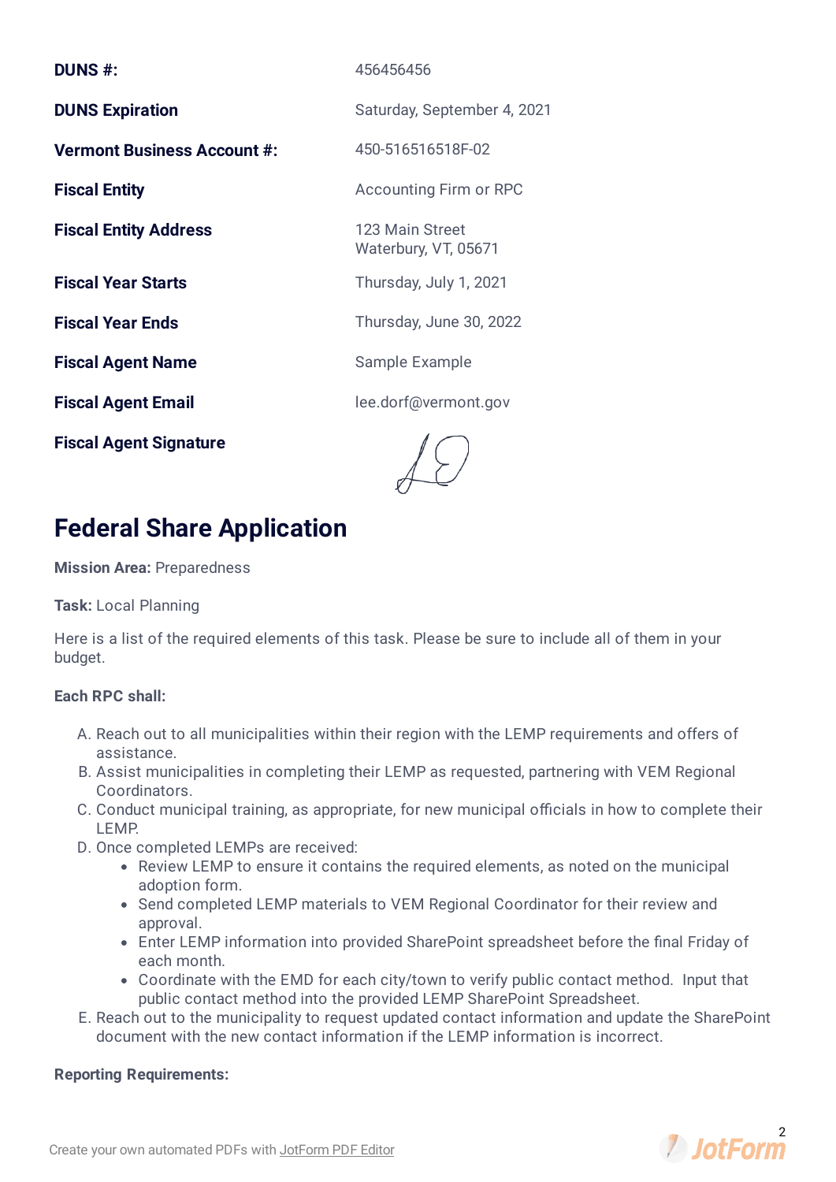| | |
|---|---|
| **DUNS #:** | 456456456 |
| **DUNS Expiration** | Saturday, September 4, 2021 |
| **Vermont Business Account #:** | 450-516516518F-02 |
| **Fiscal Entity** | Accounting Firm or RPC |
| **Fiscal Entity Address** | 123 Main Street<br>Waterbury, VT, 05671 |
| **Fiscal Year Starts** | Thursday, July 1, 2021 |
| **Fiscal Year Ends** | Thursday, June 30, 2022 |
| **Fiscal Agent Name** | Sample Example |
| **Fiscal Agent Email** | lee.dorf@vermont.gov |
| **Fiscal Agent Signature** | |

# Federal Share Application

**Mission Area:** Preparedness

**Task:** Local Planning

Here is a list of the required elements of this task. Please be sure to include all of them in your budget.

**Each RPC shall:**

A. Reach out to all municipalities within their region with the LEMP requirements and offers of assistance.
B. Assist municipalities in completing their LEMP as requested, partnering with VEM Regional Coordinators.
C. Conduct municipal training, as appropriate, for new municipal officials in how to complete their LEMP.
D. Once completed LEMPs are received:
   - Review LEMP to ensure it contains the required elements, as noted on the municipal adoption form.
   - Send completed LEMP materials to VEM Regional Coordinator for their review and approval.
   - Enter LEMP information into provided SharePoint spreadsheet before the final Friday of each month.
   - Coordinate with the EMD for each city/town to verify public contact method. Input that public contact method into the provided LEMP SharePoint Spreadsheet.
E. Reach out to the municipality to request updated contact information and update the SharePoint document with the new contact information if the LEMP information is incorrect.

**Reporting Requirements:**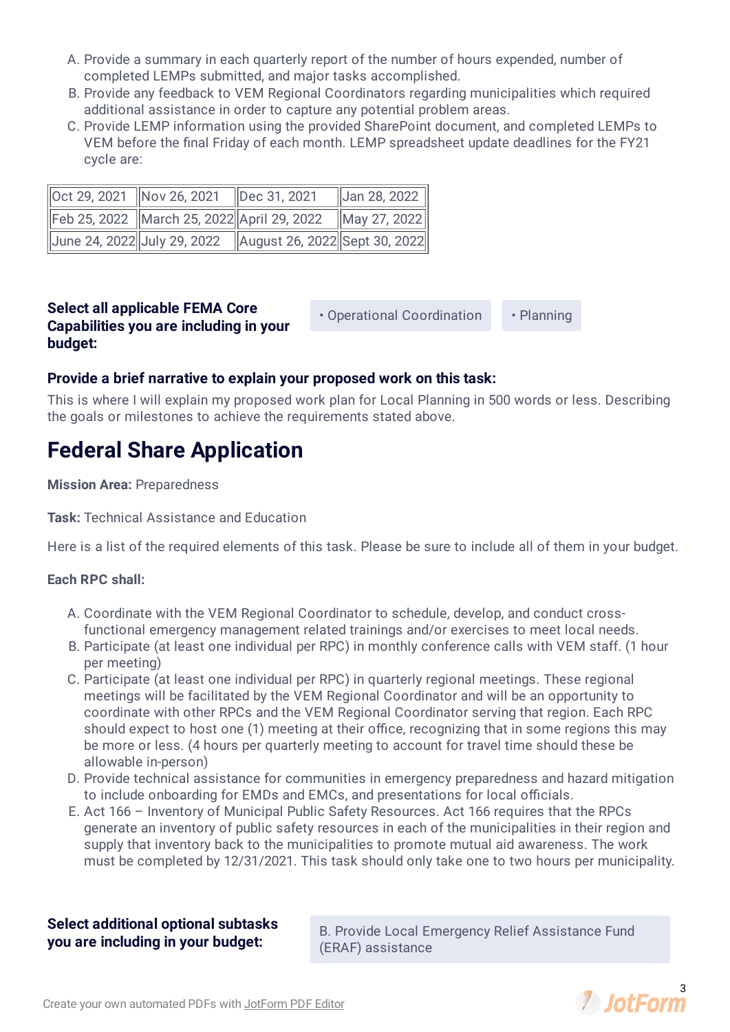A. Provide a summary in each quarterly report of the number of hours expended, number of completed LEMPs submitted, and major tasks accomplished.
B. Provide any feedback to VEM Regional Coordinators regarding municipalities which required additional assistance in order to capture any potential problem areas.
C. Provide LEMP information using the provided SharePoint document, and completed LEMPs to VEM before the final Friday of each month. LEMP spreadsheet update deadlines for the FY21 cycle are:

| | | | |
|---|---|---|---|
| Oct 29, 2021 | Nov 26, 2021 | Dec 31, 2021 | Jan 28, 2022 |
| Feb 25, 2022 | March 25, 2022 | April 29, 2022 | May 27, 2022 |
| June 24, 2022 | July 29, 2022 | August 26, 2022 | Sept 30, 2022 |

**Select all applicable FEMA Core Capabilities you are including in your budget:**

- Operational Coordination
- Planning

**Provide a brief narrative to explain your proposed work on this task:**

This is where I will explain my proposed work plan for Local Planning in 500 words or less. Describing the goals or milestones to achieve the requirements stated above.

# Federal Share Application

**Mission Area:** Preparedness

**Task:** Technical Assistance and Education

Here is a list of the required elements of this task. Please be sure to include all of them in your budget.

**Each RPC shall:**

A. Coordinate with the VEM Regional Coordinator to schedule, develop, and conduct cross-functional emergency management related trainings and/or exercises to meet local needs.
B. Participate (at least one individual per RPC) in monthly conference calls with VEM staff. (1 hour per meeting)
C. Participate (at least one individual per RPC) in quarterly regional meetings. These regional meetings will be facilitated by the VEM Regional Coordinator and will be an opportunity to coordinate with other RPCs and the VEM Regional Coordinator serving that region. Each RPC should expect to host one (1) meeting at their office, recognizing that in some regions this may be more or less. (4 hours per quarterly meeting to account for travel time should these be allowable in-person)
D. Provide technical assistance for communities in emergency preparedness and hazard mitigation to include onboarding for EMDs and EMCs, and presentations for local officials.
E. Act 166 – Inventory of Municipal Public Safety Resources. Act 166 requires that the RPCs generate an inventory of public safety resources in each of the municipalities in their region and supply that inventory back to the municipalities to promote mutual aid awareness. The work must be completed by 12/31/2021. This task should only take one to two hours per municipality.

**Select additional optional subtasks you are including in your budget:**

B. Provide Local Emergency Relief Assistance Fund (ERAF) assistance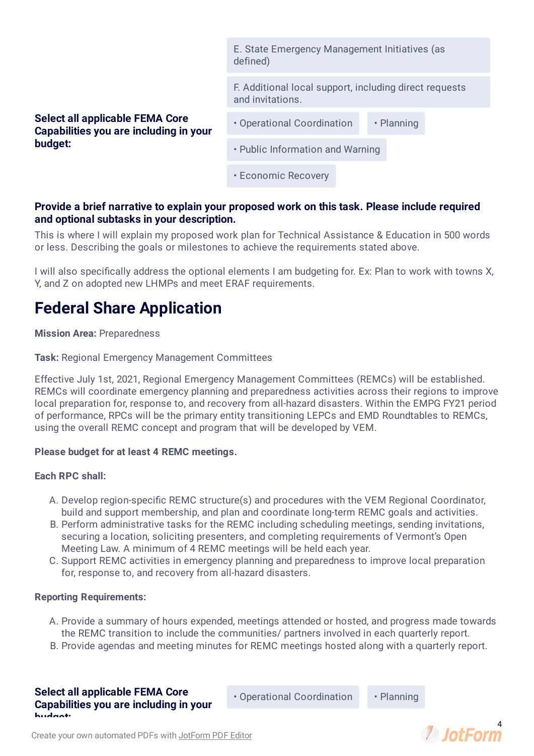E. State Emergency Management Initiatives (as defined)

F. Additional local support, including direct requests and invitations.

**Select all applicable FEMA Core Capabilities you are including in your budget:**

- Operational Coordination
- Planning
- Public Information and Warning
- Economic Recovery

**Provide a brief narrative to explain your proposed work on this task. Please include required and optional subtasks in your description.**

This is where I will explain my proposed work plan for Technical Assistance & Education in 500 words or less. Describing the goals or milestones to achieve the requirements stated above.

I will also specifically address the optional elements I am budgeting for. Ex: Plan to work with towns X, Y, and Z on adopted new LHMPs and meet ERAF requirements.

# Federal Share Application

**Mission Area:** Preparedness

**Task:** Regional Emergency Management Committees

Effective July 1st, 2021, Regional Emergency Management Committees (REMCs) will be established. REMCs will coordinate emergency planning and preparedness activities across their regions to improve local preparation for, response to, and recovery from all-hazard disasters. Within the EMPG FY21 period of performance, RPCs will be the primary entity transitioning LEPCs and EMD Roundtables to REMCs, using the overall REMC concept and program that will be developed by VEM.

**Please budget for at least 4 REMC meetings.**

**Each RPC shall:**

A. Develop region-specific REMC structure(s) and procedures with the VEM Regional Coordinator, build and support membership, and plan and coordinate long-term REMC goals and activities.
B. Perform administrative tasks for the REMC including scheduling meetings, sending invitations, securing a location, soliciting presenters, and completing requirements of Vermont's Open Meeting Law. A minimum of 4 REMC meetings will be held each year.
C. Support REMC activities in emergency planning and preparedness to improve local preparation for, response to, and recovery from all-hazard disasters.

**Reporting Requirements:**

A. Provide a summary of hours expended, meetings attended or hosted, and progress made towards the REMC transition to include the communities/ partners involved in each quarterly report.
B. Provide agendas and meeting minutes for REMC meetings hosted along with a quarterly report.

**Select all applicable FEMA Core Capabilities you are including in your budget:**

- Operational Coordination
- Planning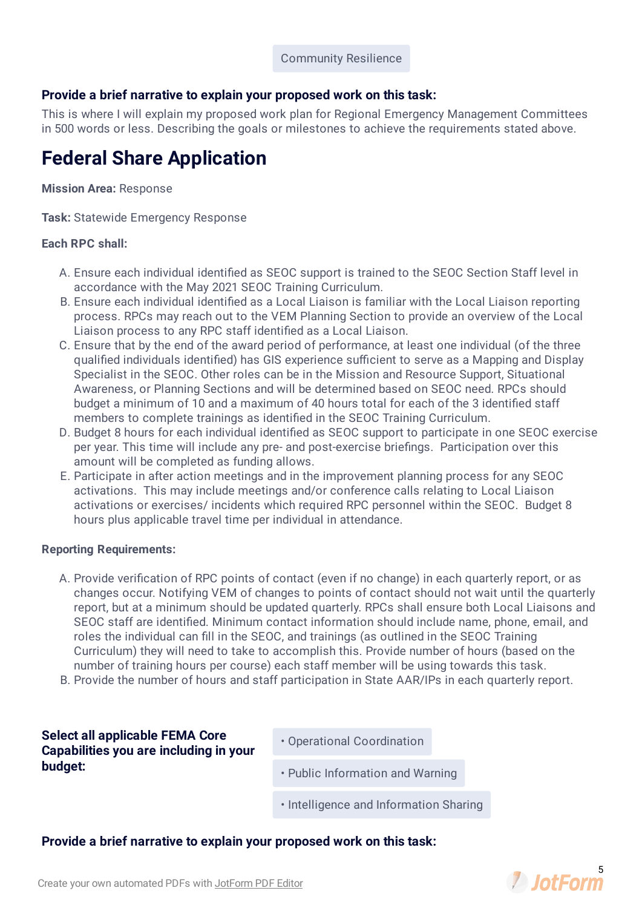Community Resilience

**Provide a brief narrative to explain your proposed work on this task:**

This is where I will explain my proposed work plan for Regional Emergency Management Committees in 500 words or less. Describing the goals or milestones to achieve the requirements stated above.

# Federal Share Application

**Mission Area:** Response

**Task:** Statewide Emergency Response

**Each RPC shall:**

A. Ensure each individual identified as SEOC support is trained to the SEOC Section Staff level in accordance with the May 2021 SEOC Training Curriculum.
B. Ensure each individual identified as a Local Liaison is familiar with the Local Liaison reporting process. RPCs may reach out to the VEM Planning Section to provide an overview of the Local Liaison process to any RPC staff identified as a Local Liaison.
C. Ensure that by the end of the award period of performance, at least one individual (of the three qualified individuals identified) has GIS experience sufficient to serve as a Mapping and Display Specialist in the SEOC. Other roles can be in the Mission and Resource Support, Situational Awareness, or Planning Sections and will be determined based on SEOC need. RPCs should budget a minimum of 10 and a maximum of 40 hours total for each of the 3 identified staff members to complete trainings as identified in the SEOC Training Curriculum.
D. Budget 8 hours for each individual identified as SEOC support to participate in one SEOC exercise per year. This time will include any pre- and post-exercise briefings. Participation over this amount will be completed as funding allows.
E. Participate in after action meetings and in the improvement planning process for any SEOC activations. This may include meetings and/or conference calls relating to Local Liaison activations or exercises/ incidents which required RPC personnel within the SEOC. Budget 8 hours plus applicable travel time per individual in attendance.

**Reporting Requirements:**

A. Provide verification of RPC points of contact (even if no change) in each quarterly report, or as changes occur. Notifying VEM of changes to points of contact should not wait until the quarterly report, but at a minimum should be updated quarterly. RPCs shall ensure both Local Liaisons and SEOC staff are identified. Minimum contact information should include name, phone, email, and roles the individual can fill in the SEOC, and trainings (as outlined in the SEOC Training Curriculum) they will need to take to accomplish this. Provide number of hours (based on the number of training hours per course) each staff member will be using towards this task.
B. Provide the number of hours and staff participation in State AAR/IPs in each quarterly report.

**Select all applicable FEMA Core Capabilities you are including in your budget:**

- Operational Coordination
- Public Information and Warning
- Intelligence and Information Sharing

**Provide a brief narrative to explain your proposed work on this task:**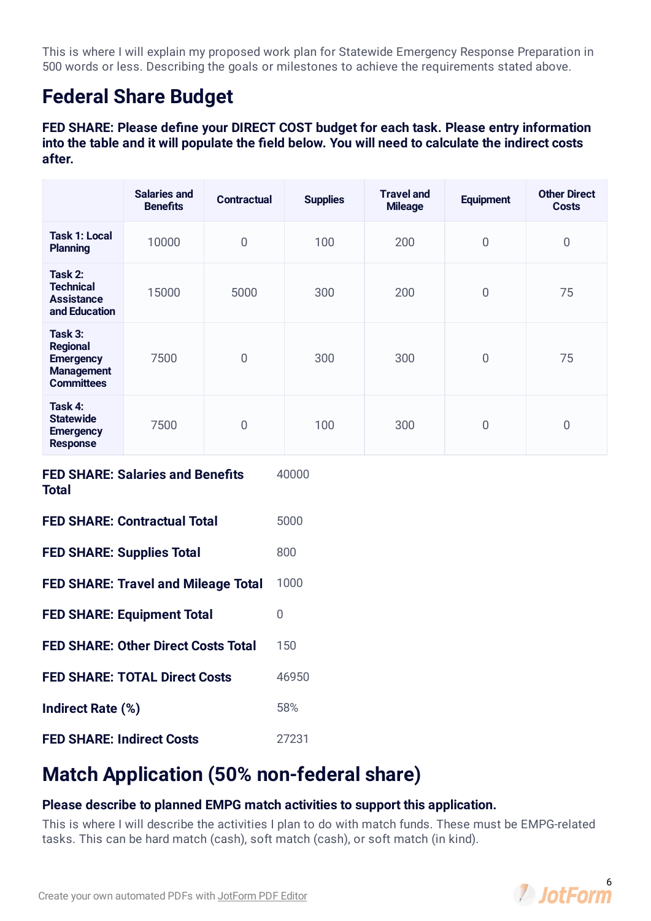This is where I will explain my proposed work plan for Statewide Emergency Response Preparation in 500 words or less. Describing the goals or milestones to achieve the requirements stated above.

## Federal Share Budget

**FED SHARE: Please define your DIRECT COST budget for each task. Please entry information into the table and it will populate the field below. You will need to calculate the indirect costs after.**

| | Salaries and Benefits | Contractual | Supplies | Travel and Mileage | Equipment | Other Direct Costs |
|---|---|---|---|---|---|---|
| **Task 1: Local Planning** | 10000 | 0 | 100 | 200 | 0 | 0 |
| **Task 2: Technical Assistance and Education** | 15000 | 5000 | 300 | 200 | 0 | 75 |
| **Task 3: Regional Emergency Management Committees** | 7500 | 0 | 300 | 300 | 0 | 75 |
| **Task 4: Statewide Emergency Response** | 7500 | 0 | 100 | 300 | 0 | 0 |

**FED SHARE: Salaries and Benefits Total** 40000

**FED SHARE: Contractual Total** 5000

**FED SHARE: Supplies Total** 800

**FED SHARE: Travel and Mileage Total** 1000

**FED SHARE: Equipment Total** 0

**FED SHARE: Other Direct Costs Total** 150

**FED SHARE: TOTAL Direct Costs** 46950

**Indirect Rate (%)** 58%

**FED SHARE: Indirect Costs** 27231

## Match Application (50% non-federal share)

**Please describe to planned EMPG match activities to support this application.**

This is where I will describe the activities I plan to do with match funds. These must be EMPG-related tasks. This can be hard match (cash), soft match (cash), or soft match (in kind).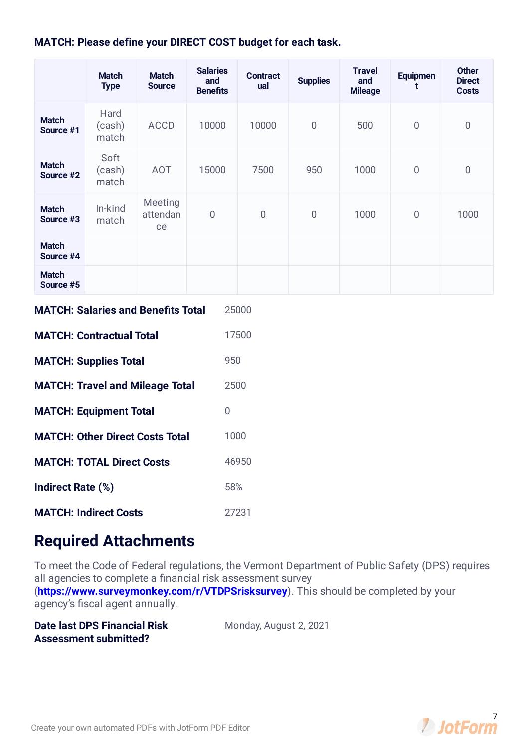**MATCH: Please define your DIRECT COST budget for each task.**

| | Match Type | Match Source | Salaries and Benefits | Contractual | Supplies | Travel and Mileage | Equipment | Other Direct Costs |
|---|---|---|---|---|---|---|---|---|
| **Match Source #1** | Hard (cash) match | ACCD | 10000 | 10000 | 0 | 500 | 0 | 0 |
| **Match Source #2** | Soft (cash) match | AOT | 15000 | 7500 | 950 | 1000 | 0 | 0 |
| **Match Source #3** | In-kind match | Meeting attendance | 0 | 0 | 0 | 1000 | 0 | 1000 |
| **Match Source #4** | | | | | | | | |
| **Match Source #5** | | | | | | | | |

**MATCH: Salaries and Benefits Total** 25000

**MATCH: Contractual Total** 17500

**MATCH: Supplies Total** 950

**MATCH: Travel and Mileage Total** 2500

**MATCH: Equipment Total** 0

**MATCH: Other Direct Costs Total** 1000

**MATCH: TOTAL Direct Costs** 46950

**Indirect Rate (%)** 58%

**MATCH: Indirect Costs** 27231

# Required Attachments

To meet the Code of Federal regulations, the Vermont Department of Public Safety (DPS) requires all agencies to complete a financial risk assessment survey (**https://www.surveymonkey.com/r/VTDPSrisksurvey**). This should be completed by your agency's fiscal agent annually.

**Date last DPS Financial Risk Assessment submitted?** Monday, August 2, 2021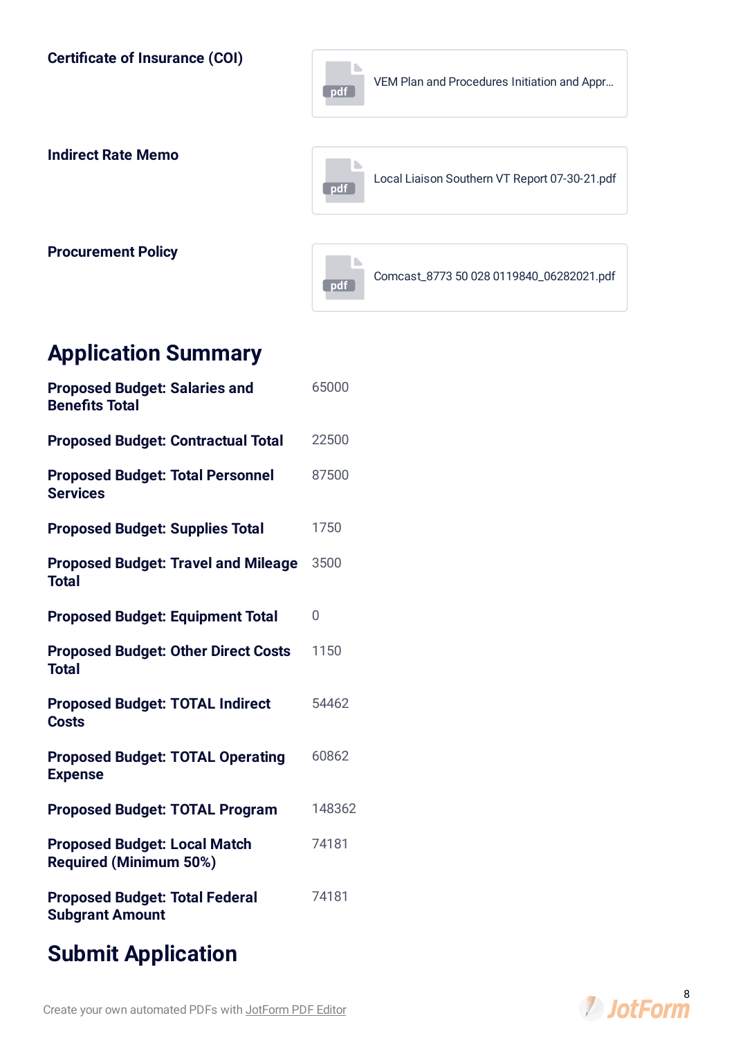**Certificate of Insurance (COI)**

pdf VEM Plan and Procedures Initiation and Appr...

**Indirect Rate Memo**

pdf Local Liaison Southern VT Report 07-30-21.pdf

**Procurement Policy**

pdf Comcast_8773 50 028 0119840_06282021.pdf

# Application Summary

| | |
|---|---|
| **Proposed Budget: Salaries and Benefits Total** | 65000 |
| **Proposed Budget: Contractual Total** | 22500 |
| **Proposed Budget: Total Personnel Services** | 87500 |
| **Proposed Budget: Supplies Total** | 1750 |
| **Proposed Budget: Travel and Mileage Total** | 3500 |
| **Proposed Budget: Equipment Total** | 0 |
| **Proposed Budget: Other Direct Costs Total** | 1150 |
| **Proposed Budget: TOTAL Indirect Costs** | 54462 |
| **Proposed Budget: TOTAL Operating Expense** | 60862 |
| **Proposed Budget: TOTAL Program** | 148362 |
| **Proposed Budget: Local Match Required (Minimum 50%)** | 74181 |
| **Proposed Budget: Total Federal Subgrant Amount** | 74181 |

# Submit Application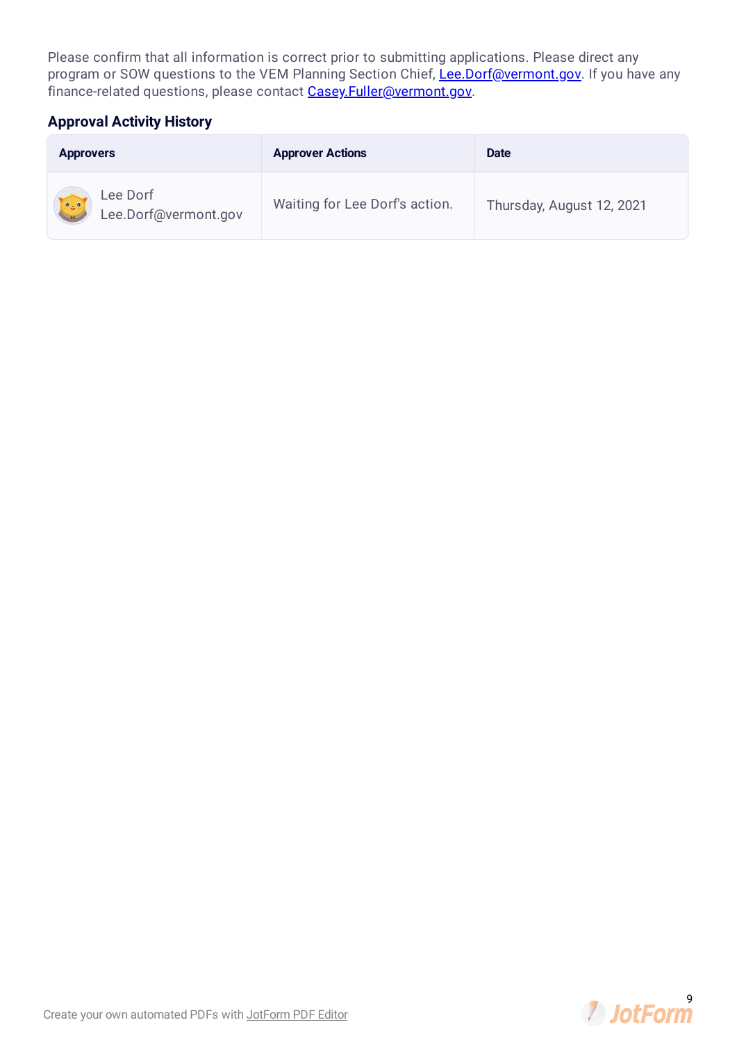Please confirm that all information is correct prior to submitting applications. Please direct any program or SOW questions to the VEM Planning Section Chief, Lee.Dorf@vermont.gov. If you have any finance-related questions, please contact Casey.Fuller@vermont.gov.

### Approval Activity History

| Approvers | Approver Actions | Date |
|---|---|---|
| Lee Dorf Lee.Dorf@vermont.gov | Waiting for Lee Dorf's action. | Thursday, August 12, 2021 |

Create your own automated PDFs with JotForm PDF Editor